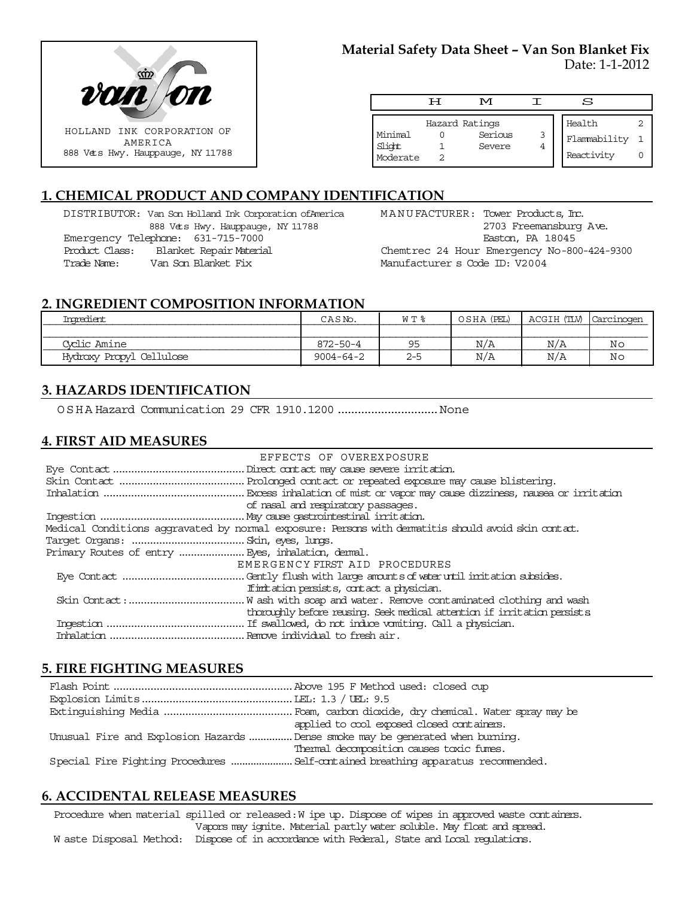HOLLAND INK CORPORATION OF AMERICA
888 Vets Hwy. Hauppauge, NY 11788

**Material Safety Data Sheet – Van Son Blanket Fix**
Date: 1-1-2012

| H | M | I | S |
|---|---|---|---|

| Hazard Ratings | | | |
|---|---|---|---|
| Minimal | 0 | Serious | 3 |
| Slight | 1 | Severe | 4 |
| Moderate | 2 | | |

| | |
|---|---|
| Health | 2 |
| Flammability | 1 |
| Reactivity | 0 |

## 1. CHEMICAL PRODUCT AND COMPANY IDENTIFICATION

DISTRIBUTOR: Van Son Holland Ink Corporation of America
888 Vets Hwy. Hauppauge, NY 11788
Emergency Telephone: 631-715-7000
Product Class: Blanket Repair Material
Trade Name: Van Son Blanket Fix

MANUFACTURER: Tower Products, Inc.
2703 Freemansburg Ave.
Easton, PA 18045
Chemtrec 24 Hour Emergency No-800-424-9300
Manufacturer s Code ID: V2004

## 2. INGREDIENT COMPOSITION INFORMATION

| Ingredient | CAS No. | W T % | OSHA (PEL) | ACGIH (TLV) | Carcinogen |
|---|---|---|---|---|---|
| Cyclic Amine | 872-50-4 | 95 | N/A | N/A | No |
| Hydroxy Propyl Cellulose | 9004-64-2 | 2-5 | N/A | N/A | No |

## 3. HAZARDS IDENTIFICATION

OSHA Hazard Communication 29 CFR 1910.1200 .............................. None

## 4. FIRST AID MEASURES

EFFECTS OF OVEREXPOSURE

Eye Contact .......................................... Direct contact may cause severe irritation.
Skin Contact ......................................... Prolonged contact or repeated exposure may cause blistering.
Inhalation ............................................ Excess inhalation of mist or vapor may cause dizziness, nausea or irritation of nasal and respiratory passages.
Ingestion ............................................. May cause gastrointestinal irritation.
Medical Conditions aggravated by normal exposure: Persons with dermatitis should avoid skin contact.
Target Organs: .................................... Skin, eyes, lungs.
Primary Routes of entry ..................... Eyes, inhalation, dermal.

EMERGENCY FIRST AID PROCEDURES

Eye Contact ....................................... Gently flush with large amounts of water until irritation subsides. If irritation persists, contact a physician.
Skin Contact: ..................................... Wash with soap and water. Remove contaminated clothing and wash thoroughly before reusing. Seek medical attention if irritation persists
Ingestion ............................................ If swallowed, do not induce vomiting. Call a physician.
Inhalation ........................................... Remove individual to fresh air.

## 5. FIRE FIGHTING MEASURES

Flash Point ......................................................... Above 195 F Method used: closed cup
Explosion Limits ................................................. LEL: 1.3 / UEL: 9.5
Extinguishing Media .......................................... Foam, carbon dioxide, dry chemical. Water spray may be applied to cool exposed closed containers.
Unusual Fire and Explosion Hazards .............. Dense smoke may be generated when burning. Thermal decomposition causes toxic fumes.
Special Fire Fighting Procedures ..................... Self-contained breathing apparatus recommended.

## 6. ACCIDENTAL RELEASE MEASURES

Procedure when material spilled or released: Wipe up. Dispose of wipes in approved waste containers. Vapors may ignite. Material partly water soluble. May float and spread.
Waste Disposal Method: Dispose of in accordance with Federal, State and Local regulations.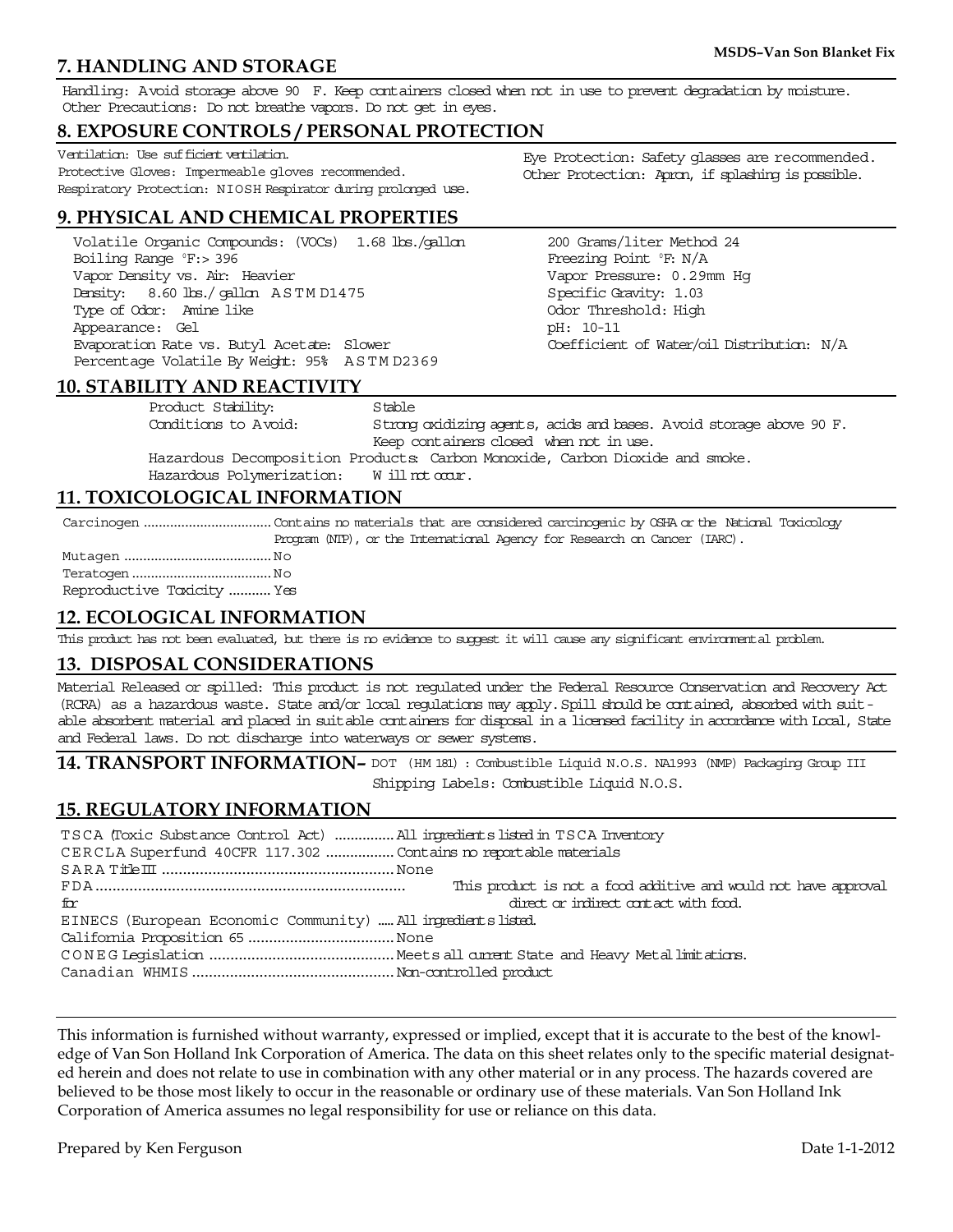## 7. HANDLING AND STORAGE

Handling: Avoid storage above 90 F. Keep containers closed when not in use to prevent degradation by moisture.
Other Precautions: Do not breathe vapors. Do not get in eyes.

## 8. EXPOSURE CONTROLS / PERSONAL PROTECTION

Ventilation: Use sufficient ventilation.
Protective Gloves: Impermeable gloves recommended.
Respiratory Protection: NIOSH Respirator during prolonged use.

Eye Protection: Safety glasses are recommended.
Other Protection: Apron, if splashing is possible.

## 9. PHYSICAL AND CHEMICAL PROPERTIES

Volatile Organic Compounds: (VOCs) 1.68 lbs./gallon
Boiling Range °F:> 396
Vapor Density vs. Air: Heavier
Density: 8.60 lbs./gallon ASTM D1475
Type of Odor: Amine like
Appearance: Gel
Evaporation Rate vs. Butyl Acetate: Slower
Percentage Volatile By Weight: 95% ASTM D2369

200 Grams/liter Method 24
Freezing Point °F: N/A
Vapor Pressure: 0.29mm Hg
Specific Gravity: 1.03
Odor Threshold: High
pH: 10-11
Coefficient of Water/oil Distribution: N/A

## 10. STABILITY AND REACTIVITY

Product Stability: Stable
Conditions to Avoid: Strong oxidizing agents, acids and bases. Avoid storage above 90 F. Keep containers closed when not in use.
Hazardous Decomposition Products: Carbon Monoxide, Carbon Dioxide and smoke.
Hazardous Polymerization: Will not occur.

## 11. TOXICOLOGICAL INFORMATION

Carcinogen .................................. Contains no materials that are considered carcinogenic by OSHA or the National Toxicology Program (NTP), or the International Agency for Research on Cancer (IARC).
Mutagen ...................................... No
Teratogen ..................................... No
Reproductive Toxicity ........... Yes

## 12. ECOLOGICAL INFORMATION

This product has not been evaluated, but there is no evidence to suggest it will cause any significant environmental problem.

## 13. DISPOSAL CONSIDERATIONS

Material Released or spilled: This product is not regulated under the Federal Resource Conservation and Recovery Act (RCRA) as a hazardous waste. State and/or local regulations may apply. Spill should be contained, absorbed with suitable absorbent material and placed in suitable containers for disposal in a licensed facility in accordance with Local, State and Federal laws. Do not discharge into waterways or sewer systems.

## 14. TRANSPORT INFORMATION–

DOT (HM 181) : Combustible Liquid N.O.S. NA1993 (NMP) Packaging Group III
Shipping Labels: Combustible Liquid N.O.S.

## 15. REGULATORY INFORMATION

TSCA (Toxic Substance Control Act) ............... All ingredients listed in TSCA Inventory
CERCLA Superfund 40CFR 117.302 ................. Contains no reportable materials
SARA Title III ........................................................ None
FDA ......................................................................... This product is not a food additive and would not have approval for direct or indirect contact with food.
EINECS (European Economic Community) ..... All ingredients listed.
California Proposition 65 ................................... None
CONEG Legislation ............................................ Meets all current State and Heavy Metal limitations.
Canadian WHMIS ................................................ Non-controlled product

---

This information is furnished without warranty, expressed or implied, except that it is accurate to the best of the knowledge of Van Son Holland Ink Corporation of America. The data on this sheet relates only to the specific material designated herein and does not relate to use in combination with any other material or in any process. The hazards covered are believed to be those most likely to occur in the reasonable or ordinary use of these materials. Van Son Holland Ink Corporation of America assumes no legal responsibility for use or reliance on this data.

Prepared by Ken Ferguson

Date 1-1-2012